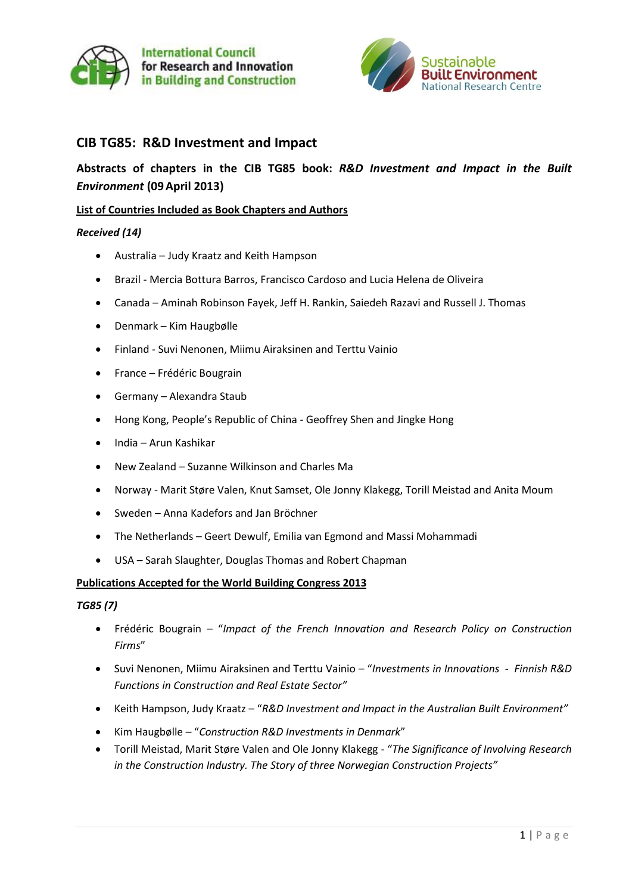International Council for Research and Innovation in Building and Construction

Sustainable Built Environment National Research Centre

## CIB TG85: R&D Investment and Impact

**Abstracts of chapters in the CIB TG85 book: *R&D Investment and Impact in the Built Environment* (09 April 2013)**

**List of Countries Included as Book Chapters and Authors**

***Received (14)***

- Australia – Judy Kraatz and Keith Hampson
- Brazil - Mercia Bottura Barros, Francisco Cardoso and Lucia Helena de Oliveira
- Canada – Aminah Robinson Fayek, Jeff H. Rankin, Saiedeh Razavi and Russell J. Thomas
- Denmark – Kim Haugbølle
- Finland - Suvi Nenonen, Miimu Airaksinen and Terttu Vainio
- France – Frédéric Bougrain
- Germany – Alexandra Staub
- Hong Kong, People's Republic of China - Geoffrey Shen and Jingke Hong
- India – Arun Kashikar
- New Zealand – Suzanne Wilkinson and Charles Ma
- Norway - Marit Støre Valen, Knut Samset, Ole Jonny Klakegg, Torill Meistad and Anita Moum
- Sweden – Anna Kadefors and Jan Bröchner
- The Netherlands – Geert Dewulf, Emilia van Egmond and Massi Mohammadi
- USA – Sarah Slaughter, Douglas Thomas and Robert Chapman

**Publications Accepted for the World Building Congress 2013**

***TG85 (7)***

- Frédéric Bougrain – "*Impact of the French Innovation and Research Policy on Construction Firms*"
- Suvi Nenonen, Miimu Airaksinen and Terttu Vainio – "*Investments in Innovations - Finnish R&D Functions in Construction and Real Estate Sector"*
- Keith Hampson, Judy Kraatz – "*R&D Investment and Impact in the Australian Built Environment"*
- Kim Haugbølle – "*Construction R&D Investments in Denmark*"
- Torill Meistad, Marit Støre Valen and Ole Jonny Klakegg - "*The Significance of Involving Research in the Construction Industry. The Story of three Norwegian Construction Projects"*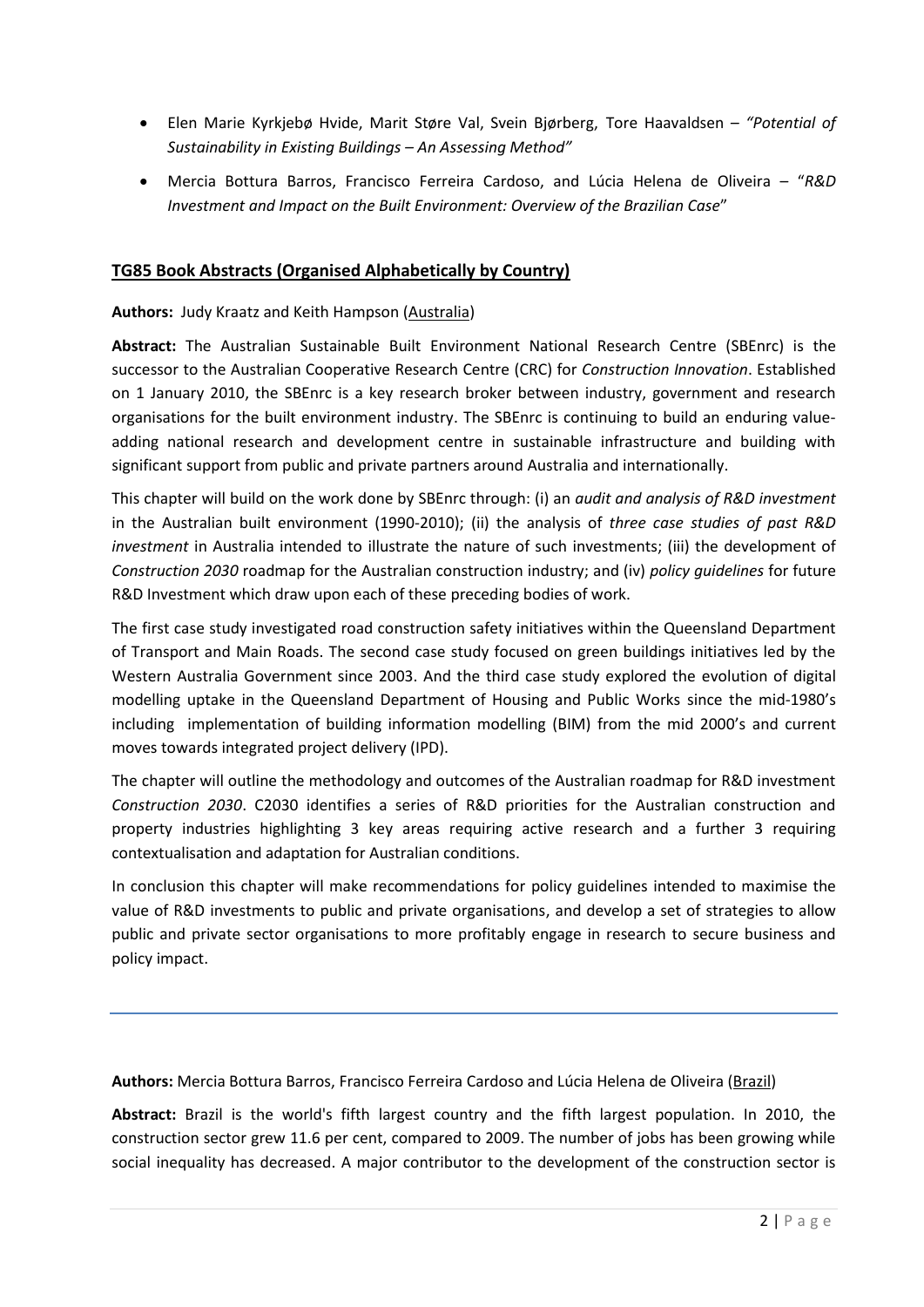- Elen Marie Kyrkjebø Hvide, Marit Støre Val, Svein Bjørberg, Tore Haavaldsen – *"Potential of Sustainability in Existing Buildings – An Assessing Method"*
- Mercia Bottura Barros, Francisco Ferreira Cardoso, and Lúcia Helena de Oliveira – "*R&D Investment and Impact on the Built Environment: Overview of the Brazilian Case*"

## TG85 Book Abstracts (Organised Alphabetically by Country)

**Authors:** Judy Kraatz and Keith Hampson (Australia)

**Abstract:** The Australian Sustainable Built Environment National Research Centre (SBEnrc) is the successor to the Australian Cooperative Research Centre (CRC) for *Construction Innovation*. Established on 1 January 2010, the SBEnrc is a key research broker between industry, government and research organisations for the built environment industry. The SBEnrc is continuing to build an enduring value-adding national research and development centre in sustainable infrastructure and building with significant support from public and private partners around Australia and internationally.

This chapter will build on the work done by SBEnrc through: (i) an *audit and analysis of R&D investment* in the Australian built environment (1990-2010); (ii) the analysis of *three case studies of past R&D investment* in Australia intended to illustrate the nature of such investments; (iii) the development of *Construction 2030* roadmap for the Australian construction industry; and (iv) *policy guidelines* for future R&D Investment which draw upon each of these preceding bodies of work.

The first case study investigated road construction safety initiatives within the Queensland Department of Transport and Main Roads. The second case study focused on green buildings initiatives led by the Western Australia Government since 2003. And the third case study explored the evolution of digital modelling uptake in the Queensland Department of Housing and Public Works since the mid-1980's including implementation of building information modelling (BIM) from the mid 2000's and current moves towards integrated project delivery (IPD).

The chapter will outline the methodology and outcomes of the Australian roadmap for R&D investment *Construction 2030*. C2030 identifies a series of R&D priorities for the Australian construction and property industries highlighting 3 key areas requiring active research and a further 3 requiring contextualisation and adaptation for Australian conditions.

In conclusion this chapter will make recommendations for policy guidelines intended to maximise the value of R&D investments to public and private organisations, and develop a set of strategies to allow public and private sector organisations to more profitably engage in research to secure business and policy impact.

---

**Authors:** Mercia Bottura Barros, Francisco Ferreira Cardoso and Lúcia Helena de Oliveira (Brazil)

**Abstract:** Brazil is the world's fifth largest country and the fifth largest population. In 2010, the construction sector grew 11.6 per cent, compared to 2009. The number of jobs has been growing while social inequality has decreased. A major contributor to the development of the construction sector is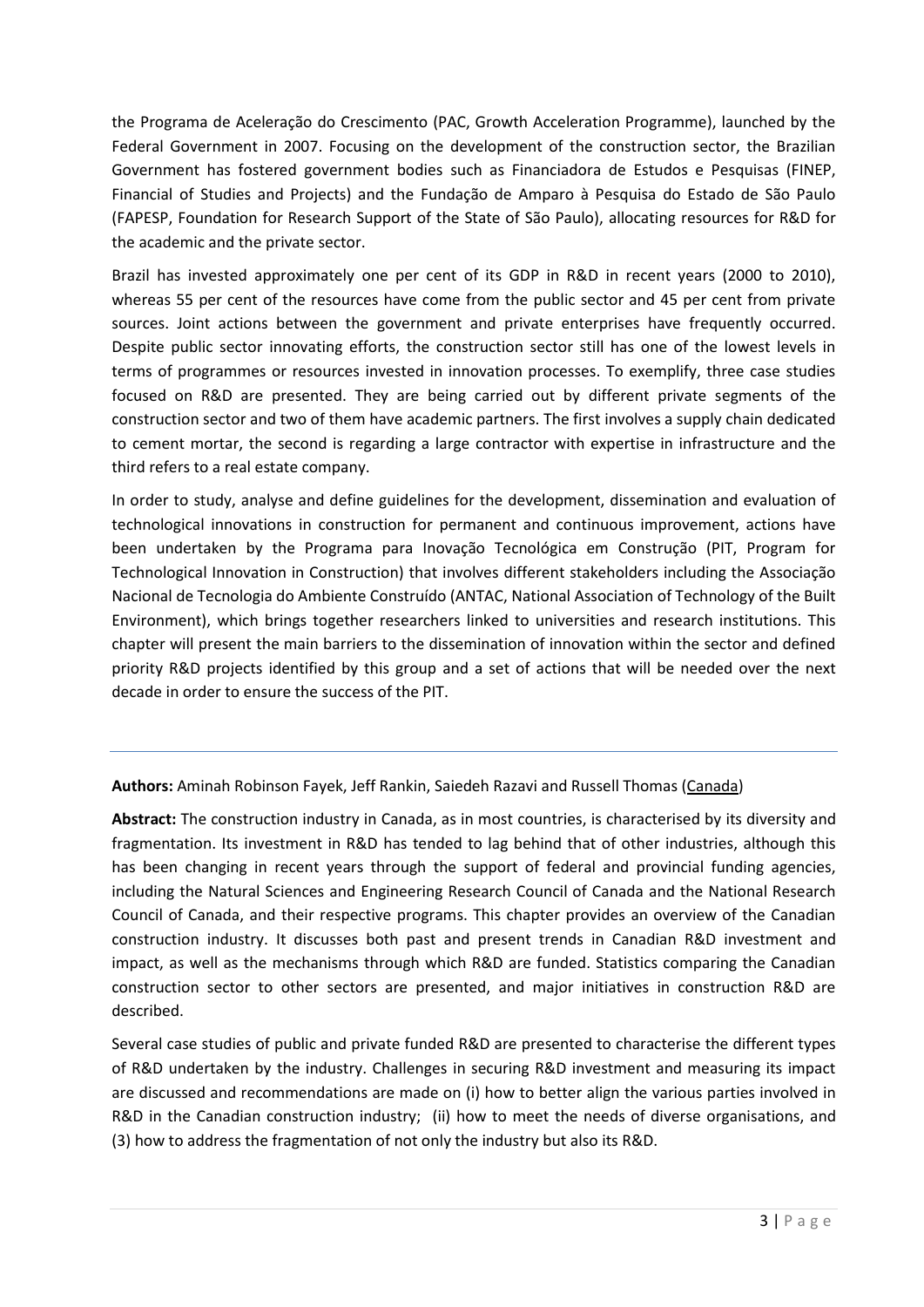the Programa de Aceleração do Crescimento (PAC, Growth Acceleration Programme), launched by the Federal Government in 2007. Focusing on the development of the construction sector, the Brazilian Government has fostered government bodies such as Financiadora de Estudos e Pesquisas (FINEP, Financial of Studies and Projects) and the Fundação de Amparo à Pesquisa do Estado de São Paulo (FAPESP, Foundation for Research Support of the State of São Paulo), allocating resources for R&D for the academic and the private sector.

Brazil has invested approximately one per cent of its GDP in R&D in recent years (2000 to 2010), whereas 55 per cent of the resources have come from the public sector and 45 per cent from private sources. Joint actions between the government and private enterprises have frequently occurred. Despite public sector innovating efforts, the construction sector still has one of the lowest levels in terms of programmes or resources invested in innovation processes. To exemplify, three case studies focused on R&D are presented. They are being carried out by different private segments of the construction sector and two of them have academic partners. The first involves a supply chain dedicated to cement mortar, the second is regarding a large contractor with expertise in infrastructure and the third refers to a real estate company.

In order to study, analyse and define guidelines for the development, dissemination and evaluation of technological innovations in construction for permanent and continuous improvement, actions have been undertaken by the Programa para Inovação Tecnológica em Construção (PIT, Program for Technological Innovation in Construction) that involves different stakeholders including the Associação Nacional de Tecnologia do Ambiente Construído (ANTAC, National Association of Technology of the Built Environment), which brings together researchers linked to universities and research institutions. This chapter will present the main barriers to the dissemination of innovation within the sector and defined priority R&D projects identified by this group and a set of actions that will be needed over the next decade in order to ensure the success of the PIT.

---

**Authors:** Aminah Robinson Fayek, Jeff Rankin, Saiedeh Razavi and Russell Thomas (Canada)

**Abstract:** The construction industry in Canada, as in most countries, is characterised by its diversity and fragmentation. Its investment in R&D has tended to lag behind that of other industries, although this has been changing in recent years through the support of federal and provincial funding agencies, including the Natural Sciences and Engineering Research Council of Canada and the National Research Council of Canada, and their respective programs. This chapter provides an overview of the Canadian construction industry. It discusses both past and present trends in Canadian R&D investment and impact, as well as the mechanisms through which R&D are funded. Statistics comparing the Canadian construction sector to other sectors are presented, and major initiatives in construction R&D are described.

Several case studies of public and private funded R&D are presented to characterise the different types of R&D undertaken by the industry. Challenges in securing R&D investment and measuring its impact are discussed and recommendations are made on (i) how to better align the various parties involved in R&D in the Canadian construction industry; (ii) how to meet the needs of diverse organisations, and (3) how to address the fragmentation of not only the industry but also its R&D.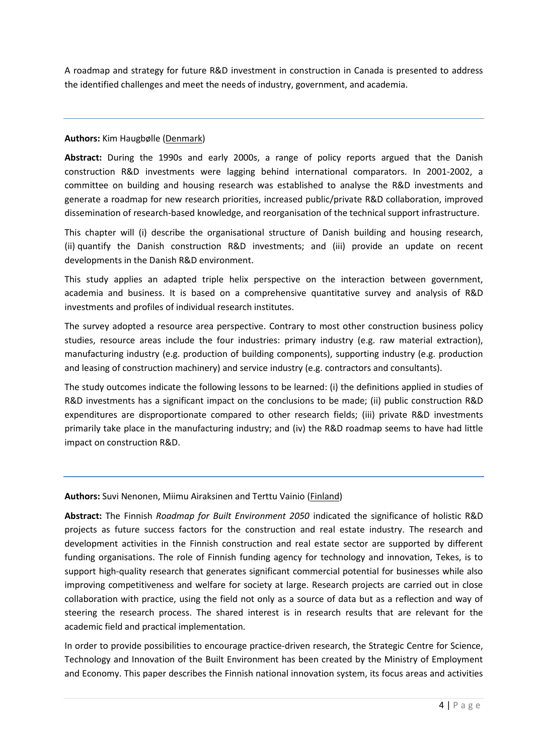A roadmap and strategy for future R&D investment in construction in Canada is presented to address the identified challenges and meet the needs of industry, government, and academia.

---

**Authors:** Kim Haugbølle (Denmark)

**Abstract:** During the 1990s and early 2000s, a range of policy reports argued that the Danish construction R&D investments were lagging behind international comparators. In 2001-2002, a committee on building and housing research was established to analyse the R&D investments and generate a roadmap for new research priorities, increased public/private R&D collaboration, improved dissemination of research-based knowledge, and reorganisation of the technical support infrastructure.

This chapter will (i) describe the organisational structure of Danish building and housing research, (ii) quantify the Danish construction R&D investments; and (iii) provide an update on recent developments in the Danish R&D environment.

This study applies an adapted triple helix perspective on the interaction between government, academia and business. It is based on a comprehensive quantitative survey and analysis of R&D investments and profiles of individual research institutes.

The survey adopted a resource area perspective. Contrary to most other construction business policy studies, resource areas include the four industries: primary industry (e.g. raw material extraction), manufacturing industry (e.g. production of building components), supporting industry (e.g. production and leasing of construction machinery) and service industry (e.g. contractors and consultants).

The study outcomes indicate the following lessons to be learned: (i) the definitions applied in studies of R&D investments has a significant impact on the conclusions to be made; (ii) public construction R&D expenditures are disproportionate compared to other research fields; (iii) private R&D investments primarily take place in the manufacturing industry; and (iv) the R&D roadmap seems to have had little impact on construction R&D.

---

**Authors:** Suvi Nenonen, Miimu Airaksinen and Terttu Vainio (Finland)

**Abstract:** The Finnish *Roadmap for Built Environment 2050* indicated the significance of holistic R&D projects as future success factors for the construction and real estate industry. The research and development activities in the Finnish construction and real estate sector are supported by different funding organisations. The role of Finnish funding agency for technology and innovation, Tekes, is to support high-quality research that generates significant commercial potential for businesses while also improving competitiveness and welfare for society at large. Research projects are carried out in close collaboration with practice, using the field not only as a source of data but as a reflection and way of steering the research process. The shared interest is in research results that are relevant for the academic field and practical implementation.

In order to provide possibilities to encourage practice-driven research, the Strategic Centre for Science, Technology and Innovation of the Built Environment has been created by the Ministry of Employment and Economy. This paper describes the Finnish national innovation system, its focus areas and activities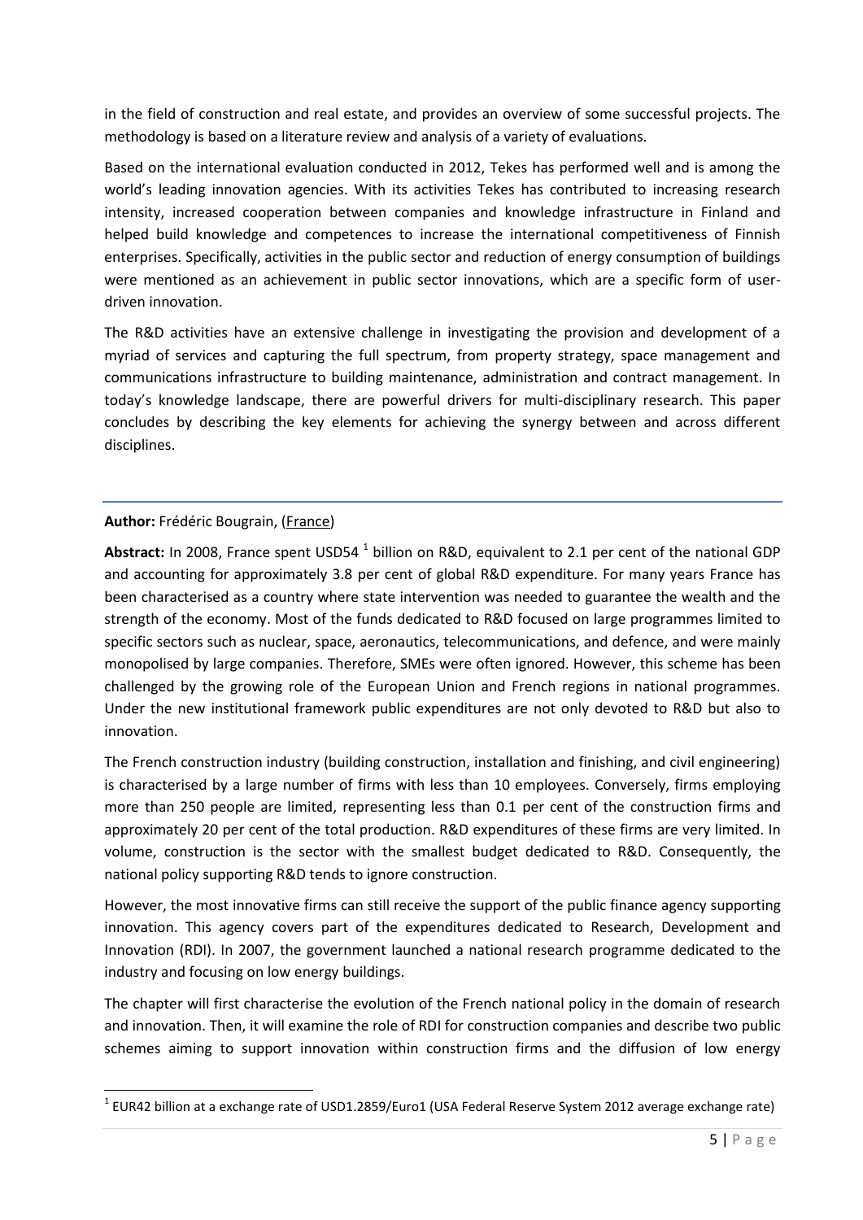in the field of construction and real estate, and provides an overview of some successful projects. The methodology is based on a literature review and analysis of a variety of evaluations.

Based on the international evaluation conducted in 2012, Tekes has performed well and is among the world's leading innovation agencies. With its activities Tekes has contributed to increasing research intensity, increased cooperation between companies and knowledge infrastructure in Finland and helped build knowledge and competences to increase the international competitiveness of Finnish enterprises. Specifically, activities in the public sector and reduction of energy consumption of buildings were mentioned as an achievement in public sector innovations, which are a specific form of user-driven innovation.

The R&D activities have an extensive challenge in investigating the provision and development of a myriad of services and capturing the full spectrum, from property strategy, space management and communications infrastructure to building maintenance, administration and contract management. In today's knowledge landscape, there are powerful drivers for multi-disciplinary research. This paper concludes by describing the key elements for achieving the synergy between and across different disciplines.

---

**Author:** Frédéric Bougrain, (France)

**Abstract:** In 2008, France spent USD54 [1] billion on R&D, equivalent to 2.1 per cent of the national GDP and accounting for approximately 3.8 per cent of global R&D expenditure. For many years France has been characterised as a country where state intervention was needed to guarantee the wealth and the strength of the economy. Most of the funds dedicated to R&D focused on large programmes limited to specific sectors such as nuclear, space, aeronautics, telecommunications, and defence, and were mainly monopolised by large companies. Therefore, SMEs were often ignored. However, this scheme has been challenged by the growing role of the European Union and French regions in national programmes. Under the new institutional framework public expenditures are not only devoted to R&D but also to innovation.

The French construction industry (building construction, installation and finishing, and civil engineering) is characterised by a large number of firms with less than 10 employees. Conversely, firms employing more than 250 people are limited, representing less than 0.1 per cent of the construction firms and approximately 20 per cent of the total production. R&D expenditures of these firms are very limited. In volume, construction is the sector with the smallest budget dedicated to R&D. Consequently, the national policy supporting R&D tends to ignore construction.

However, the most innovative firms can still receive the support of the public finance agency supporting innovation. This agency covers part of the expenditures dedicated to Research, Development and Innovation (RDI). In 2007, the government launched a national research programme dedicated to the industry and focusing on low energy buildings.

The chapter will first characterise the evolution of the French national policy in the domain of research and innovation. Then, it will examine the role of RDI for construction companies and describe two public schemes aiming to support innovation within construction firms and the diffusion of low energy

[1] EUR42 billion at a exchange rate of USD1.2859/Euro1 (USA Federal Reserve System 2012 average exchange rate)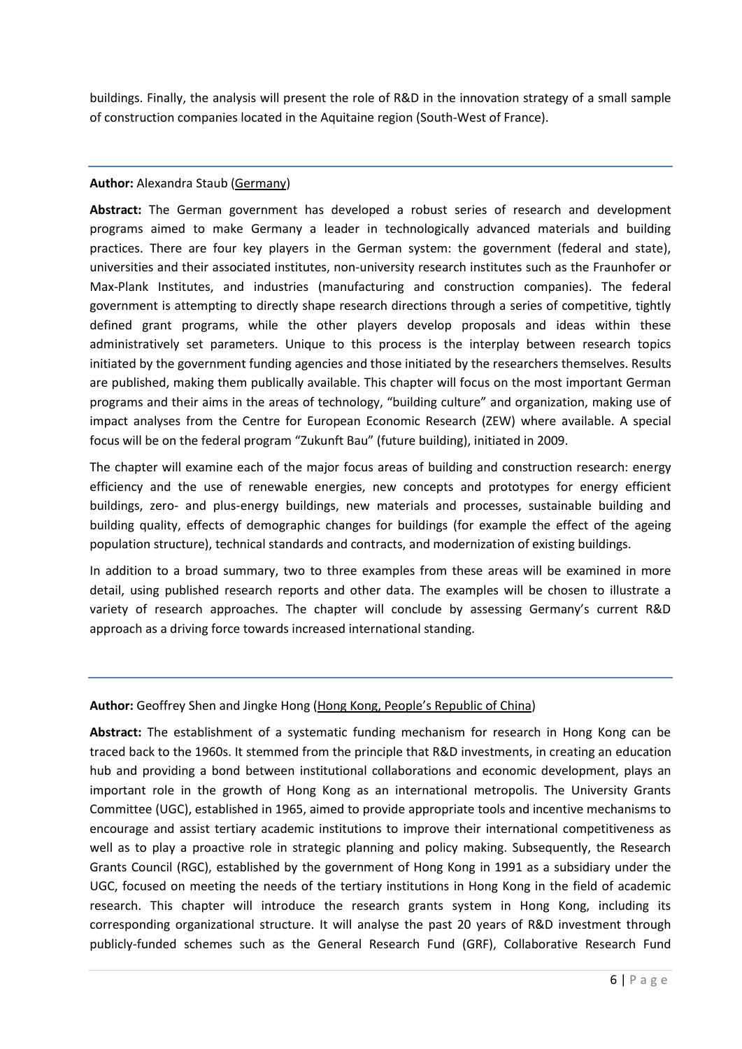buildings. Finally, the analysis will present the role of R&D in the innovation strategy of a small sample of construction companies located in the Aquitaine region (South-West of France).

---

**Author:** Alexandra Staub (Germany)

**Abstract:** The German government has developed a robust series of research and development programs aimed to make Germany a leader in technologically advanced materials and building practices. There are four key players in the German system: the government (federal and state), universities and their associated institutes, non-university research institutes such as the Fraunhofer or Max-Plank Institutes, and industries (manufacturing and construction companies). The federal government is attempting to directly shape research directions through a series of competitive, tightly defined grant programs, while the other players develop proposals and ideas within these administratively set parameters. Unique to this process is the interplay between research topics initiated by the government funding agencies and those initiated by the researchers themselves. Results are published, making them publically available. This chapter will focus on the most important German programs and their aims in the areas of technology, "building culture" and organization, making use of impact analyses from the Centre for European Economic Research (ZEW) where available. A special focus will be on the federal program "Zukunft Bau" (future building), initiated in 2009.

The chapter will examine each of the major focus areas of building and construction research: energy efficiency and the use of renewable energies, new concepts and prototypes for energy efficient buildings, zero- and plus-energy buildings, new materials and processes, sustainable building and building quality, effects of demographic changes for buildings (for example the effect of the ageing population structure), technical standards and contracts, and modernization of existing buildings.

In addition to a broad summary, two to three examples from these areas will be examined in more detail, using published research reports and other data. The examples will be chosen to illustrate a variety of research approaches. The chapter will conclude by assessing Germany's current R&D approach as a driving force towards increased international standing.

---

**Author:** Geoffrey Shen and Jingke Hong (Hong Kong, People's Republic of China)

**Abstract:** The establishment of a systematic funding mechanism for research in Hong Kong can be traced back to the 1960s. It stemmed from the principle that R&D investments, in creating an education hub and providing a bond between institutional collaborations and economic development, plays an important role in the growth of Hong Kong as an international metropolis. The University Grants Committee (UGC), established in 1965, aimed to provide appropriate tools and incentive mechanisms to encourage and assist tertiary academic institutions to improve their international competitiveness as well as to play a proactive role in strategic planning and policy making. Subsequently, the Research Grants Council (RGC), established by the government of Hong Kong in 1991 as a subsidiary under the UGC, focused on meeting the needs of the tertiary institutions in Hong Kong in the field of academic research. This chapter will introduce the research grants system in Hong Kong, including its corresponding organizational structure. It will analyse the past 20 years of R&D investment through publicly-funded schemes such as the General Research Fund (GRF), Collaborative Research Fund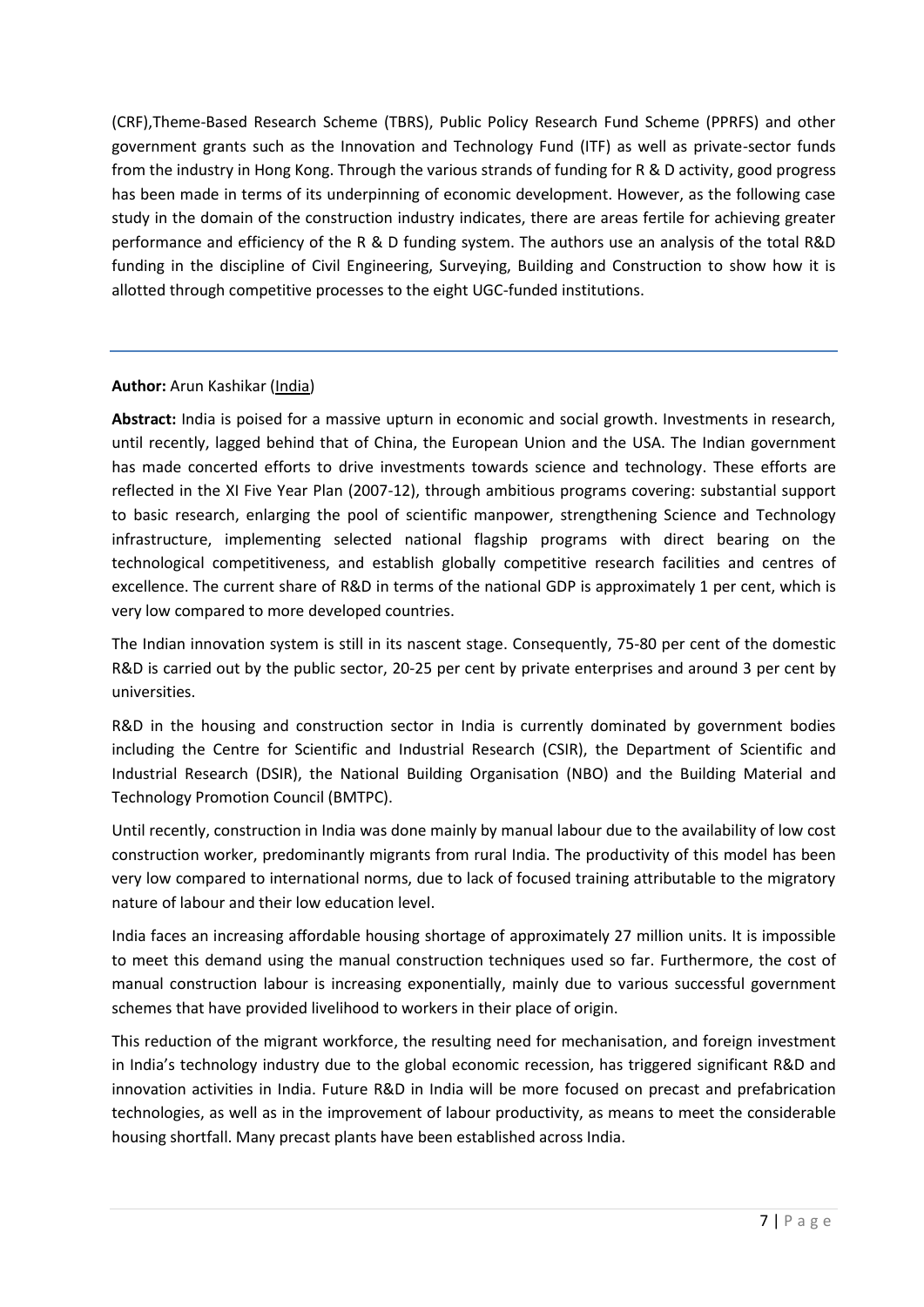(CRF),Theme-Based Research Scheme (TBRS), Public Policy Research Fund Scheme (PPRFS) and other government grants such as the Innovation and Technology Fund (ITF) as well as private-sector funds from the industry in Hong Kong. Through the various strands of funding for R & D activity, good progress has been made in terms of its underpinning of economic development. However, as the following case study in the domain of the construction industry indicates, there are areas fertile for achieving greater performance and efficiency of the R & D funding system. The authors use an analysis of the total R&D funding in the discipline of Civil Engineering, Surveying, Building and Construction to show how it is allotted through competitive processes to the eight UGC-funded institutions.

---

**Author:** Arun Kashikar (India)

**Abstract:** India is poised for a massive upturn in economic and social growth. Investments in research, until recently, lagged behind that of China, the European Union and the USA. The Indian government has made concerted efforts to drive investments towards science and technology. These efforts are reflected in the XI Five Year Plan (2007-12), through ambitious programs covering: substantial support to basic research, enlarging the pool of scientific manpower, strengthening Science and Technology infrastructure, implementing selected national flagship programs with direct bearing on the technological competitiveness, and establish globally competitive research facilities and centres of excellence. The current share of R&D in terms of the national GDP is approximately 1 per cent, which is very low compared to more developed countries.

The Indian innovation system is still in its nascent stage. Consequently, 75-80 per cent of the domestic R&D is carried out by the public sector, 20-25 per cent by private enterprises and around 3 per cent by universities.

R&D in the housing and construction sector in India is currently dominated by government bodies including the Centre for Scientific and Industrial Research (CSIR), the Department of Scientific and Industrial Research (DSIR), the National Building Organisation (NBO) and the Building Material and Technology Promotion Council (BMTPC).

Until recently, construction in India was done mainly by manual labour due to the availability of low cost construction worker, predominantly migrants from rural India. The productivity of this model has been very low compared to international norms, due to lack of focused training attributable to the migratory nature of labour and their low education level.

India faces an increasing affordable housing shortage of approximately 27 million units. It is impossible to meet this demand using the manual construction techniques used so far. Furthermore, the cost of manual construction labour is increasing exponentially, mainly due to various successful government schemes that have provided livelihood to workers in their place of origin.

This reduction of the migrant workforce, the resulting need for mechanisation, and foreign investment in India's technology industry due to the global economic recession, has triggered significant R&D and innovation activities in India. Future R&D in India will be more focused on precast and prefabrication technologies, as well as in the improvement of labour productivity, as means to meet the considerable housing shortfall. Many precast plants have been established across India.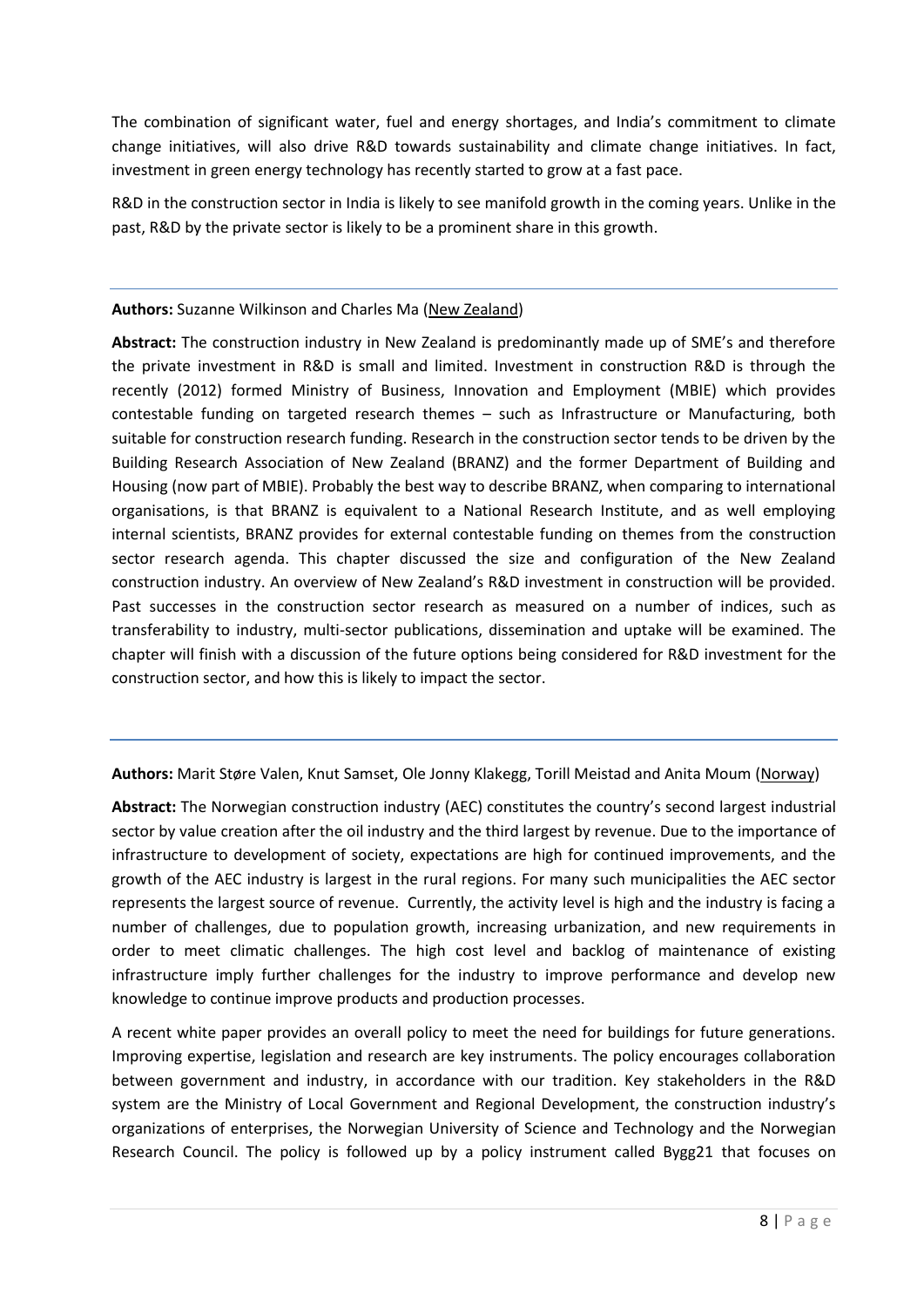The combination of significant water, fuel and energy shortages, and India's commitment to climate change initiatives, will also drive R&D towards sustainability and climate change initiatives. In fact, investment in green energy technology has recently started to grow at a fast pace.

R&D in the construction sector in India is likely to see manifold growth in the coming years. Unlike in the past, R&D by the private sector is likely to be a prominent share in this growth.

---

**Authors:** Suzanne Wilkinson and Charles Ma (New Zealand)

**Abstract:** The construction industry in New Zealand is predominantly made up of SME's and therefore the private investment in R&D is small and limited. Investment in construction R&D is through the recently (2012) formed Ministry of Business, Innovation and Employment (MBIE) which provides contestable funding on targeted research themes – such as Infrastructure or Manufacturing, both suitable for construction research funding. Research in the construction sector tends to be driven by the Building Research Association of New Zealand (BRANZ) and the former Department of Building and Housing (now part of MBIE). Probably the best way to describe BRANZ, when comparing to international organisations, is that BRANZ is equivalent to a National Research Institute, and as well employing internal scientists, BRANZ provides for external contestable funding on themes from the construction sector research agenda. This chapter discussed the size and configuration of the New Zealand construction industry. An overview of New Zealand's R&D investment in construction will be provided. Past successes in the construction sector research as measured on a number of indices, such as transferability to industry, multi-sector publications, dissemination and uptake will be examined. The chapter will finish with a discussion of the future options being considered for R&D investment for the construction sector, and how this is likely to impact the sector.

---

**Authors:** Marit Støre Valen, Knut Samset, Ole Jonny Klakegg, Torill Meistad and Anita Moum (Norway)

**Abstract:** The Norwegian construction industry (AEC) constitutes the country's second largest industrial sector by value creation after the oil industry and the third largest by revenue. Due to the importance of infrastructure to development of society, expectations are high for continued improvements, and the growth of the AEC industry is largest in the rural regions. For many such municipalities the AEC sector represents the largest source of revenue. Currently, the activity level is high and the industry is facing a number of challenges, due to population growth, increasing urbanization, and new requirements in order to meet climatic challenges. The high cost level and backlog of maintenance of existing infrastructure imply further challenges for the industry to improve performance and develop new knowledge to continue improve products and production processes.

A recent white paper provides an overall policy to meet the need for buildings for future generations. Improving expertise, legislation and research are key instruments. The policy encourages collaboration between government and industry, in accordance with our tradition. Key stakeholders in the R&D system are the Ministry of Local Government and Regional Development, the construction industry's organizations of enterprises, the Norwegian University of Science and Technology and the Norwegian Research Council. The policy is followed up by a policy instrument called Bygg21 that focuses on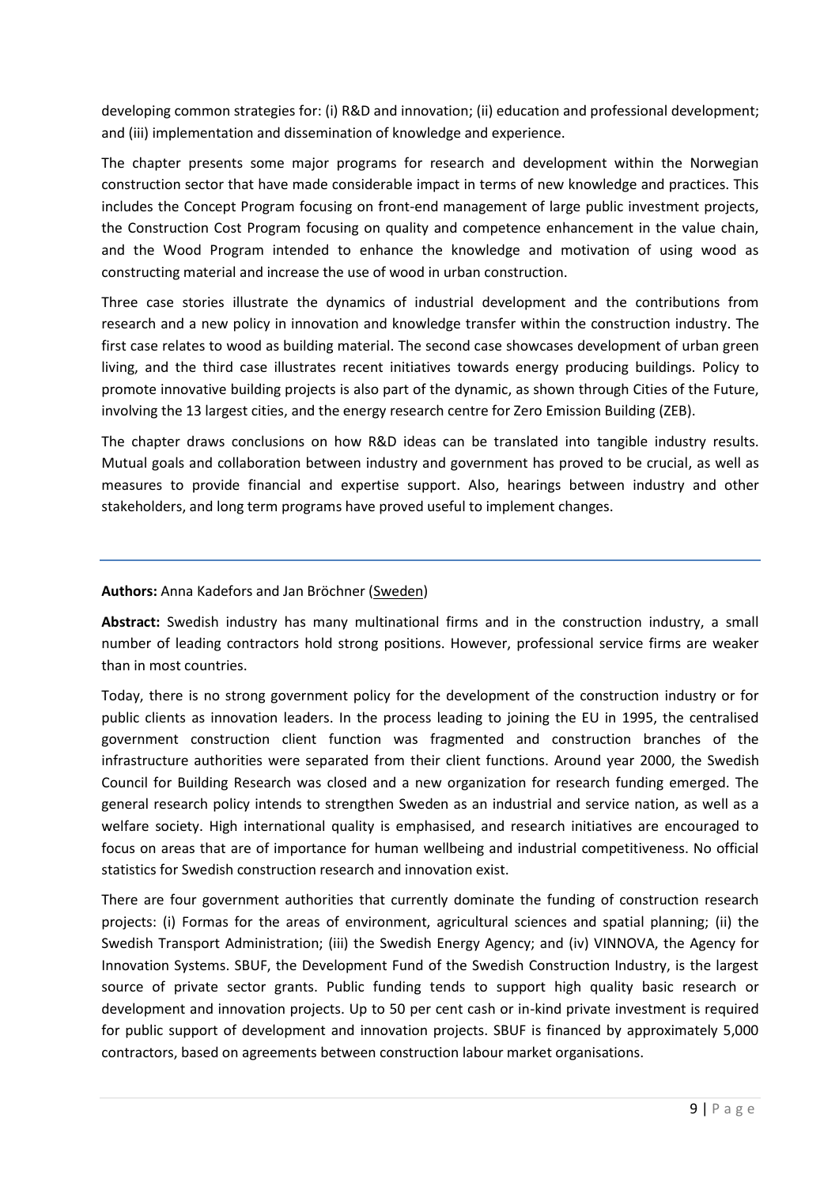developing common strategies for: (i) R&D and innovation; (ii) education and professional development; and (iii) implementation and dissemination of knowledge and experience.

The chapter presents some major programs for research and development within the Norwegian construction sector that have made considerable impact in terms of new knowledge and practices. This includes the Concept Program focusing on front-end management of large public investment projects, the Construction Cost Program focusing on quality and competence enhancement in the value chain, and the Wood Program intended to enhance the knowledge and motivation of using wood as constructing material and increase the use of wood in urban construction.

Three case stories illustrate the dynamics of industrial development and the contributions from research and a new policy in innovation and knowledge transfer within the construction industry. The first case relates to wood as building material. The second case showcases development of urban green living, and the third case illustrates recent initiatives towards energy producing buildings. Policy to promote innovative building projects is also part of the dynamic, as shown through Cities of the Future, involving the 13 largest cities, and the energy research centre for Zero Emission Building (ZEB).

The chapter draws conclusions on how R&D ideas can be translated into tangible industry results. Mutual goals and collaboration between industry and government has proved to be crucial, as well as measures to provide financial and expertise support. Also, hearings between industry and other stakeholders, and long term programs have proved useful to implement changes.

---

**Authors:** Anna Kadefors and Jan Bröchner (Sweden)

**Abstract:** Swedish industry has many multinational firms and in the construction industry, a small number of leading contractors hold strong positions. However, professional service firms are weaker than in most countries.

Today, there is no strong government policy for the development of the construction industry or for public clients as innovation leaders. In the process leading to joining the EU in 1995, the centralised government construction client function was fragmented and construction branches of the infrastructure authorities were separated from their client functions. Around year 2000, the Swedish Council for Building Research was closed and a new organization for research funding emerged. The general research policy intends to strengthen Sweden as an industrial and service nation, as well as a welfare society. High international quality is emphasised, and research initiatives are encouraged to focus on areas that are of importance for human wellbeing and industrial competitiveness. No official statistics for Swedish construction research and innovation exist.

There are four government authorities that currently dominate the funding of construction research projects: (i) Formas for the areas of environment, agricultural sciences and spatial planning; (ii) the Swedish Transport Administration; (iii) the Swedish Energy Agency; and (iv) VINNOVA, the Agency for Innovation Systems. SBUF, the Development Fund of the Swedish Construction Industry, is the largest source of private sector grants. Public funding tends to support high quality basic research or development and innovation projects. Up to 50 per cent cash or in-kind private investment is required for public support of development and innovation projects. SBUF is financed by approximately 5,000 contractors, based on agreements between construction labour market organisations.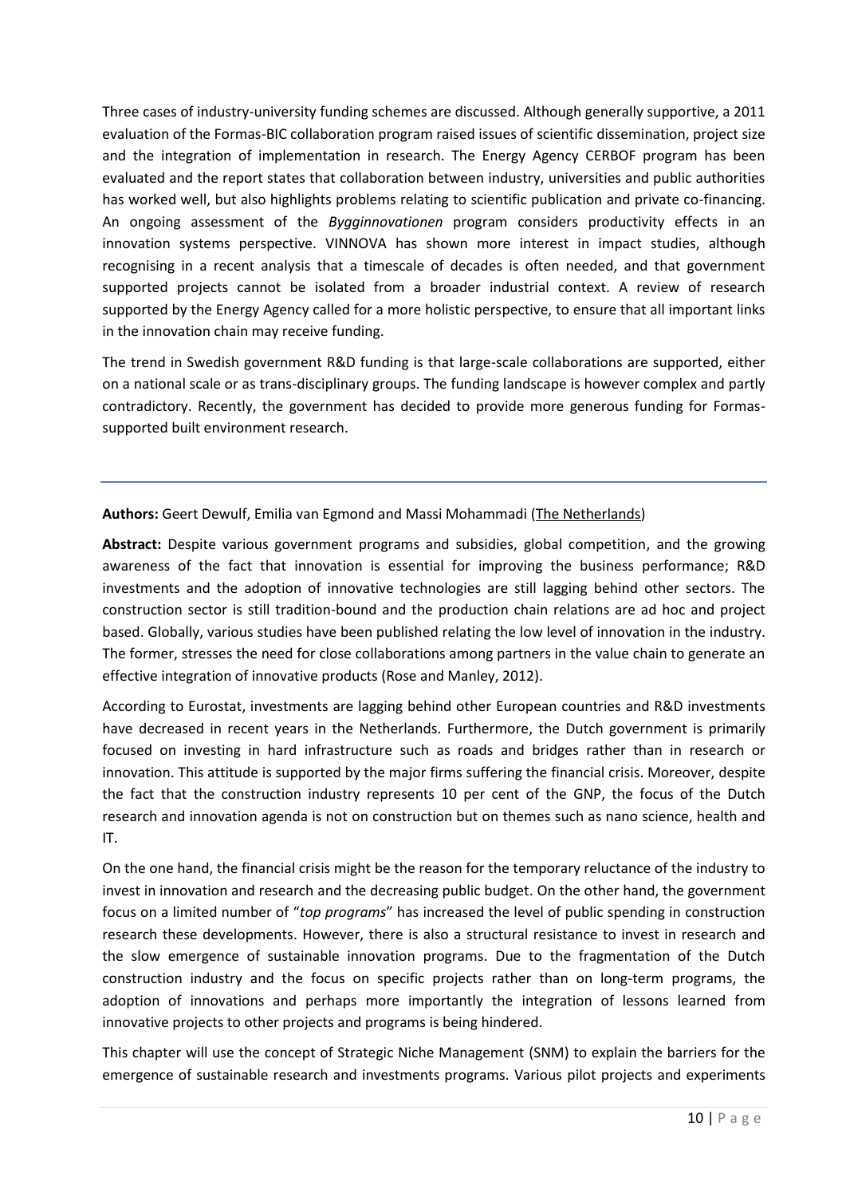Three cases of industry-university funding schemes are discussed. Although generally supportive, a 2011 evaluation of the Formas-BIC collaboration program raised issues of scientific dissemination, project size and the integration of implementation in research. The Energy Agency CERBOF program has been evaluated and the report states that collaboration between industry, universities and public authorities has worked well, but also highlights problems relating to scientific publication and private co-financing. An ongoing assessment of the *Bygginnovationen* program considers productivity effects in an innovation systems perspective. VINNOVA has shown more interest in impact studies, although recognising in a recent analysis that a timescale of decades is often needed, and that government supported projects cannot be isolated from a broader industrial context. A review of research supported by the Energy Agency called for a more holistic perspective, to ensure that all important links in the innovation chain may receive funding.

The trend in Swedish government R&D funding is that large-scale collaborations are supported, either on a national scale or as trans-disciplinary groups. The funding landscape is however complex and partly contradictory. Recently, the government has decided to provide more generous funding for Formas-supported built environment research.

---

**Authors:** Geert Dewulf, Emilia van Egmond and Massi Mohammadi (The Netherlands)

**Abstract:** Despite various government programs and subsidies, global competition, and the growing awareness of the fact that innovation is essential for improving the business performance; R&D investments and the adoption of innovative technologies are still lagging behind other sectors. The construction sector is still tradition-bound and the production chain relations are ad hoc and project based. Globally, various studies have been published relating the low level of innovation in the industry. The former, stresses the need for close collaborations among partners in the value chain to generate an effective integration of innovative products (Rose and Manley, 2012).

According to Eurostat, investments are lagging behind other European countries and R&D investments have decreased in recent years in the Netherlands. Furthermore, the Dutch government is primarily focused on investing in hard infrastructure such as roads and bridges rather than in research or innovation. This attitude is supported by the major firms suffering the financial crisis. Moreover, despite the fact that the construction industry represents 10 per cent of the GNP, the focus of the Dutch research and innovation agenda is not on construction but on themes such as nano science, health and IT.

On the one hand, the financial crisis might be the reason for the temporary reluctance of the industry to invest in innovation and research and the decreasing public budget. On the other hand, the government focus on a limited number of "*top programs*" has increased the level of public spending in construction research these developments. However, there is also a structural resistance to invest in research and the slow emergence of sustainable innovation programs. Due to the fragmentation of the Dutch construction industry and the focus on specific projects rather than on long-term programs, the adoption of innovations and perhaps more importantly the integration of lessons learned from innovative projects to other projects and programs is being hindered.

This chapter will use the concept of Strategic Niche Management (SNM) to explain the barriers for the emergence of sustainable research and investments programs. Various pilot projects and experiments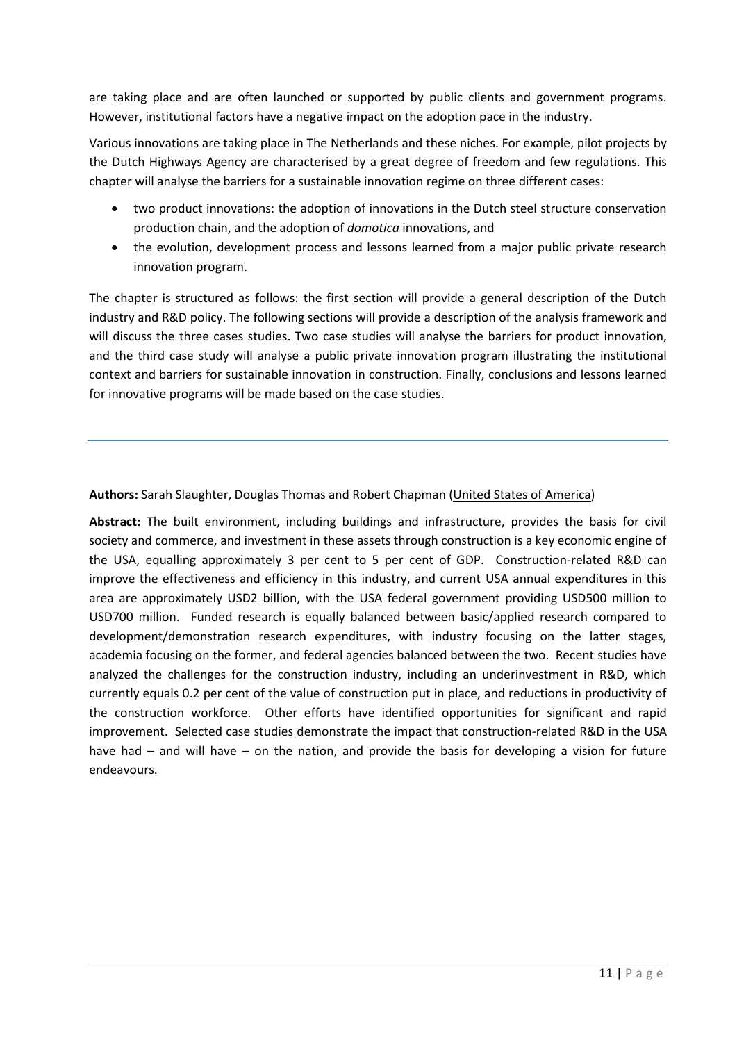are taking place and are often launched or supported by public clients and government programs. However, institutional factors have a negative impact on the adoption pace in the industry.

Various innovations are taking place in The Netherlands and these niches. For example, pilot projects by the Dutch Highways Agency are characterised by a great degree of freedom and few regulations. This chapter will analyse the barriers for a sustainable innovation regime on three different cases:

- two product innovations: the adoption of innovations in the Dutch steel structure conservation production chain, and the adoption of *domotica* innovations, and
- the evolution, development process and lessons learned from a major public private research innovation program.

The chapter is structured as follows: the first section will provide a general description of the Dutch industry and R&D policy. The following sections will provide a description of the analysis framework and will discuss the three cases studies. Two case studies will analyse the barriers for product innovation, and the third case study will analyse a public private innovation program illustrating the institutional context and barriers for sustainable innovation in construction. Finally, conclusions and lessons learned for innovative programs will be made based on the case studies.

---

**Authors:** Sarah Slaughter, Douglas Thomas and Robert Chapman (United States of America)

**Abstract:** The built environment, including buildings and infrastructure, provides the basis for civil society and commerce, and investment in these assets through construction is a key economic engine of the USA, equalling approximately 3 per cent to 5 per cent of GDP. Construction-related R&D can improve the effectiveness and efficiency in this industry, and current USA annual expenditures in this area are approximately USD2 billion, with the USA federal government providing USD500 million to USD700 million. Funded research is equally balanced between basic/applied research compared to development/demonstration research expenditures, with industry focusing on the latter stages, academia focusing on the former, and federal agencies balanced between the two. Recent studies have analyzed the challenges for the construction industry, including an underinvestment in R&D, which currently equals 0.2 per cent of the value of construction put in place, and reductions in productivity of the construction workforce. Other efforts have identified opportunities for significant and rapid improvement. Selected case studies demonstrate the impact that construction-related R&D in the USA have had – and will have – on the nation, and provide the basis for developing a vision for future endeavours.